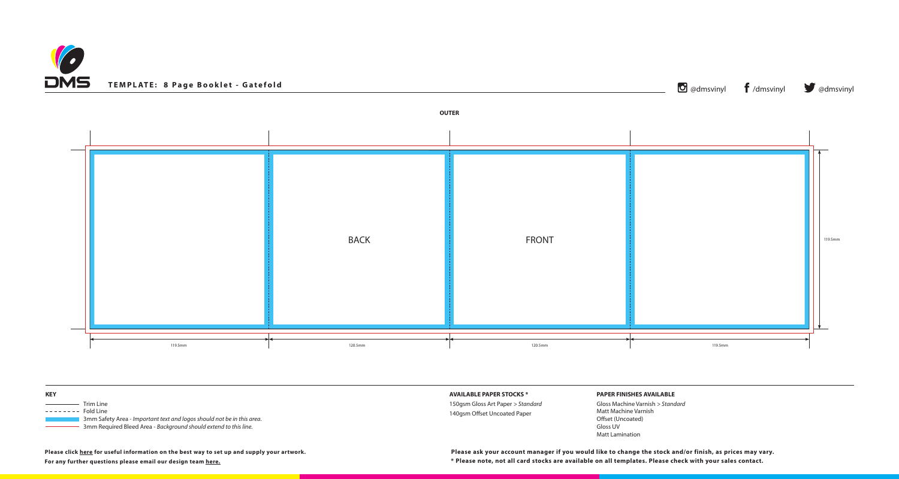## TEMPLATE: 8 Page Booklet - Gatefold

@dmsvinyl /dmsvinyl @dmsvinyl

**OUTER**

BACK

FRONT

119.5mm

119.5mm

120.5mm

120.5mm

119.5mm

**KEY**

- Trim Line
- Fold Line
- 3mm Safety Area - *Important text and logos should not be in this area.*
- 3mm Required Bleed Area - *Background should extend to this line.*

**AVAILABLE PAPER STOCKS ***

150gsm Gloss Art Paper > *Standard*
140gsm Offset Uncoated Paper

**PAPER FINISHES AVAILABLE**

Gloss Machine Varnish > *Standard*
Matt Machine Varnish
Offset (Uncoated)
Gloss UV
Matt Lamination

**Please click here for useful information on the best way to set up and supply your artwork.**
**For any further questions please email our design team here.**

**Please ask your account manager if you would like to change the stock and/or finish, as prices may vary.**
**\* Please note, not all card stocks are available on all templates. Please check with your sales contact.**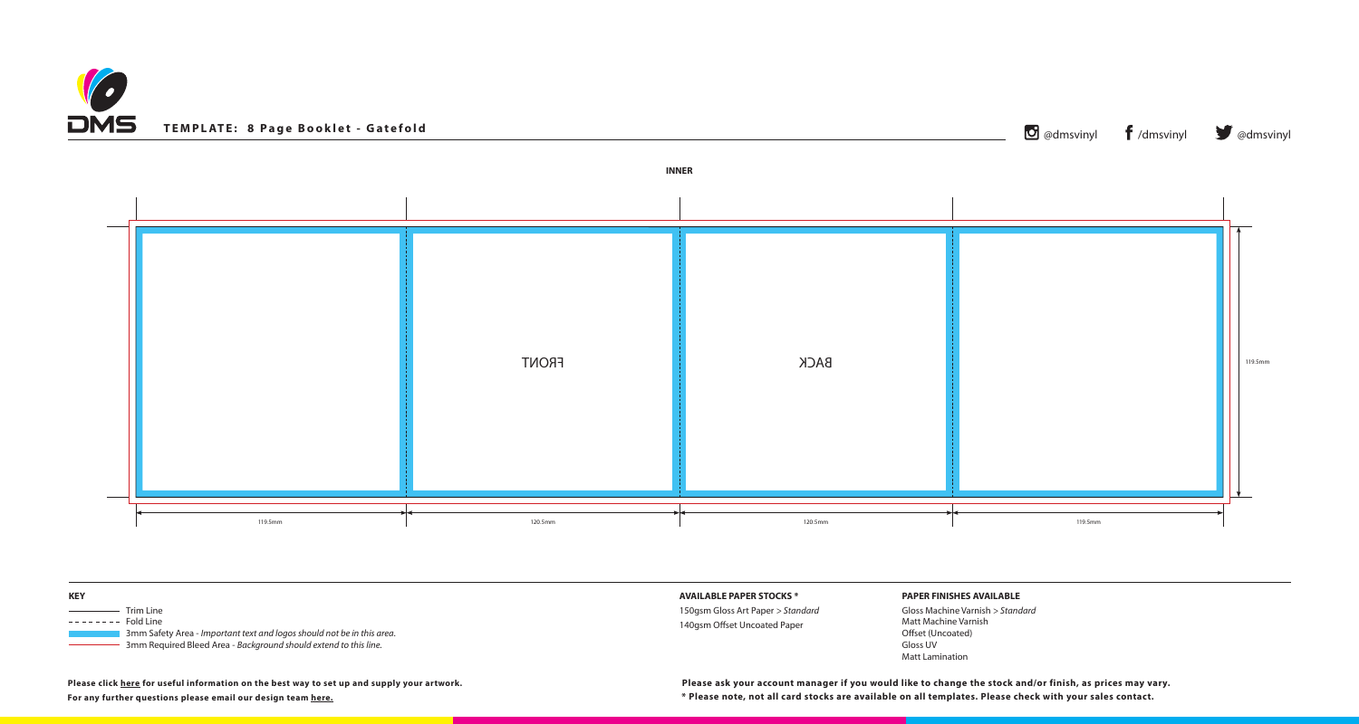**TEMPLATE: 8 Page Booklet - Gatefold**

@dmsvinyl /dmsvinyl @dmsvinyl

**INNER**

FRONT

BACK

119.5mm

119.5mm

120.5mm

120.5mm

119.5mm

**KEY**

Trim Line

Fold Line

3mm Safety Area - *Important text and logos should not be in this area.*

3mm Required Bleed Area - *Background should extend to this line.*

**AVAILABLE PAPER STOCKS ***

150gsm Gloss Art Paper > *Standard*

140gsm Offset Uncoated Paper

**PAPER FINISHES AVAILABLE**

Gloss Machine Varnish > *Standard*

Matt Machine Varnish

Offset (Uncoated)

Gloss UV

Matt Lamination

**Please click here for useful information on the best way to set up and supply your artwork.**

**For any further questions please email our design team here.**

**Please ask your account manager if you would like to change the stock and/or finish, as prices may vary.**

**\* Please note, not all card stocks are available on all templates. Please check with your sales contact.**